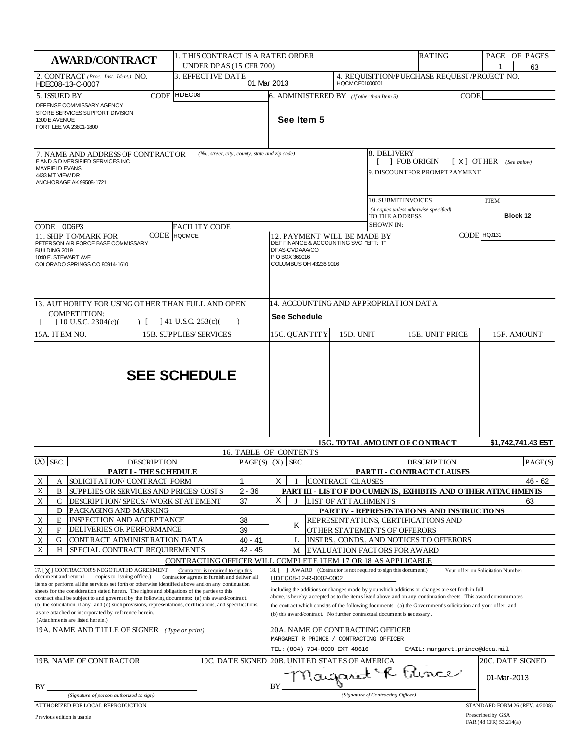# AWARD/CONTRACT

1. THIS CONTRACT IS A RATED ORDER UNDER DPAS (15 CFR 700)

RATING

PAGE 1 OF PAGES 63

2. CONTRACT *(Proc. Inst. Ident.)* NO. HDEC08-13-C-0007

3. EFFECTIVE DATE 01 Mar 2013

4. REQUISITION/PURCHASE REQUEST/PROJECT NO. HQCMCE01000001

5. ISSUED BY CODE HDEC08

DEFENSE COMMISSARY AGENCY
STORE SERVICES SUPPORT DIVISION
1300 E AVENUE
FORT LEE VA 23801-1800

6. ADMINISTERED BY *(If other than Item 5)* CODE

**See Item 5**

7. NAME AND ADDRESS OF CONTRACTOR *(No., street, city, county, state and zip code)*

E AND S DIVERSIFIED SERVICES INC
MAYFIELD EVANS
4433 MT VIEW DR
ANCHORAGE AK 99508-1721

CODE 0D6P3

FACILITY CODE

8. DELIVERY
[ ] FOB ORIGIN [ X ] OTHER *(See below)*

9. DISCOUNT FOR PROMPT PAYMENT

10. SUBMIT INVOICES *(4 copies unless otherwise specified)* TO THE ADDRESS SHOWN IN:

ITEM **Block 12**

11. SHIP TO/MARK FOR CODE HQCMCE

PETERSON AIR FORCE BASE COMMISSARY
BUILDING 2019
1040 E. STEWART AVE
COLORADO SPRINGS CO 80914-1610

12. PAYMENT WILL BE MADE BY CODE HQ0131

DEF FINANCE & ACCOUNTING SVC "EFT: T"
DFAS-CVDAAA/CO
P O BOX 369016
COLUMBUS OH 43236-9016

13. AUTHORITY FOR USING OTHER THAN FULL AND OPEN COMPETITION:
[ ] 10 U.S.C. 2304(c)( ) [ ] 41 U.S.C. 253(c)( )

14. ACCOUNTING AND APPROPRIATION DATA

**See Schedule**

| 15A. ITEM NO. | 15B. SUPPLIES/ SERVICES | 15C. QUANTITY | 15D. UNIT | 15E. UNIT PRICE | 15F. AMOUNT |
|---|---|---|---|---|---|
| | **SEE SCHEDULE** | | | | |

**15G. TOTAL AMOUNT OF CONTRACT** **$1,742,741.43 EST**

## 16. TABLE OF CONTENTS

| (X) | SEC. | DESCRIPTION | PAGE(S) | (X) | SEC. | DESCRIPTION | PAGE(S) |
|---|---|---|---|---|---|---|---|
| | | **PART I - THE SCHEDULE** | | | | **PART II - CONTRACT CLAUSES** | |
| X | A | SOLICITATION/ CONTRACT FORM | 1 | X | I | CONTRACT CLAUSES | 46 - 62 |
| X | B | SUPPLIES OR SERVICES AND PRICES/ COSTS | 2 - 36 | | | **PART III - LIST OF DOCUMENTS, EXHIBITS AND OTHER ATTACHMENTS** | |
| X | C | DESCRIPTION/ SPECS./ WORK STATEMENT | 37 | X | J | LIST OF ATTACHMENTS | 63 |
| | D | PACKAGING AND MARKING | | | | **PART IV - REPRESENTATIONS AND INSTRUCTIONS** | |
| X | E | INSPECTION AND ACCEPTANCE | 38 | | K | REPRESENTATIONS, CERTIFICATIONS AND OTHER STATEMENTS OF OFFERORS | |
| X | F | DELIVERIES OR PERFORMANCE | 39 | | | | |
| X | G | CONTRACT ADMINISTRATION DATA | 40 - 41 | | L | INSTRS., CONDS., AND NOTICES TO OFFERORS | |
| X | H | SPECIAL CONTRACT REQUIREMENTS | 42 - 45 | | M | EVALUATION FACTORS FOR AWARD | |

CONTRACTING OFFICER WILL COMPLETE ITEM 17 OR 18 AS APPLICABLE

17. [ X ] CONTRACTOR'S NEGOTIATED AGREEMENT Contractor is required to sign this document and return 1 copies to issuing office.) Contractor agrees to furnish and deliver all items or perform all the services set forth or otherwise identified above and on any continuation sheets for the consideration stated herein. The rights and obligations of the parties to this contract shall be subject to and governed by the following documents: (a) this award/contract, (b) the solicitation, if any, and (c) such provisions, representations, certifications, and specifications, as are attached or incorporated by reference herein. (Attachments are listed herein.)

18. [ ] AWARD (Contractor is not required to sign this document.) Your offer on Solicitation Number HDEC08-12-R-0002-0002 including the additions or changes made by you which additions or changes are set forth in full above, is hereby accepted as to the items listed above and on any continuation sheets. This award consummates the contract which consists of the following documents: (a) the Government's solicitation and your offer, and (b) this award/contract. No further contractual document is necessary.

19A. NAME AND TITLE OF SIGNER *(Type or print)*

20A. NAME OF CONTRACTING OFFICER
MARGARET R PRINCE / CONTRACTING OFFICER
TEL: (804) 734-8000 EXT 48616 EMAIL: margaret.prince@deca.mil

19B. NAME OF CONTRACTOR

BY ______________________
*(Signature of person authorized to sign)*

19C. DATE SIGNED

20B. UNITED STATES OF AMERICA

BY Margaret R Prince
*(Signature of Contracting Officer)*

20C. DATE SIGNED 01-Mar-2013

AUTHORIZED FOR LOCAL REPRODUCTION
Previous edition is usable

STANDARD FORM 26 (REV. 4/2008)
Prescribed by GSA
FAR (48 CFR) 53.214(a)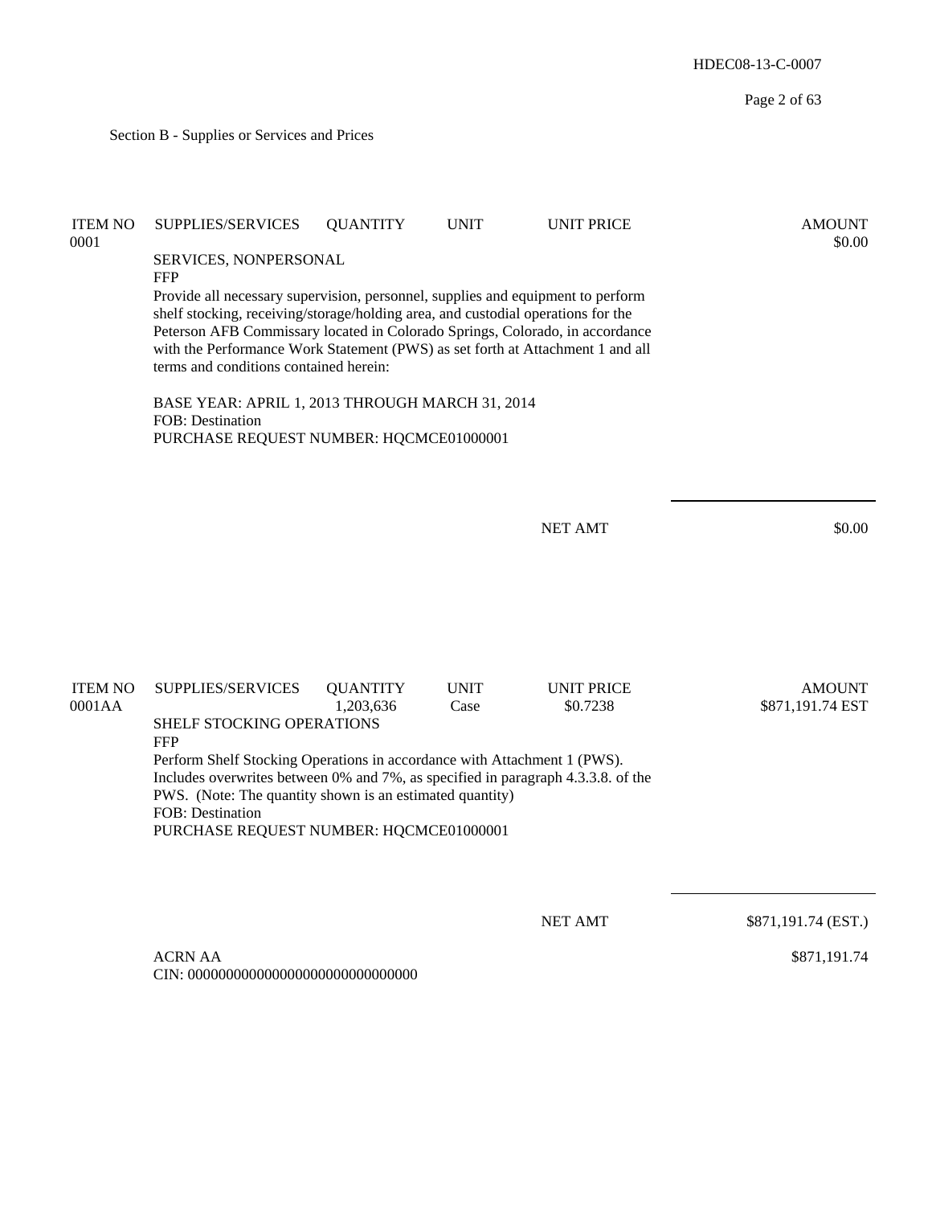## Section B - Supplies or Services and Prices

| ITEM NO | SUPPLIES/SERVICES | QUANTITY | UNIT | UNIT PRICE | AMOUNT |
|---|---|---|---|---|---|
| 0001 | | | | | $0.00 |

SERVICES, NONPERSONAL
FFP
Provide all necessary supervision, personnel, supplies and equipment to perform shelf stocking, receiving/storage/holding area, and custodial operations for the Peterson AFB Commissary located in Colorado Springs, Colorado, in accordance with the Performance Work Statement (PWS) as set forth at Attachment 1 and all terms and conditions contained herein:

BASE YEAR: APRIL 1, 2013 THROUGH MARCH 31, 2014
FOB: Destination
PURCHASE REQUEST NUMBER: HQCMCE01000001

NET AMT $0.00

| ITEM NO | SUPPLIES/SERVICES | QUANTITY | UNIT | UNIT PRICE | AMOUNT |
|---|---|---|---|---|---|
| 0001AA | | 1,203,636 | Case | $0.7238 | $871,191.74 EST |

SHELF STOCKING OPERATIONS
FFP
Perform Shelf Stocking Operations in accordance with Attachment 1 (PWS). Includes overwrites between 0% and 7%, as specified in paragraph 4.3.3.8. of the PWS. (Note: The quantity shown is an estimated quantity)
FOB: Destination
PURCHASE REQUEST NUMBER: HQCMCE01000001

NET AMT $871,191.74 (EST.)

ACRN AA $871,191.74
CIN: 000000000000000000000000000000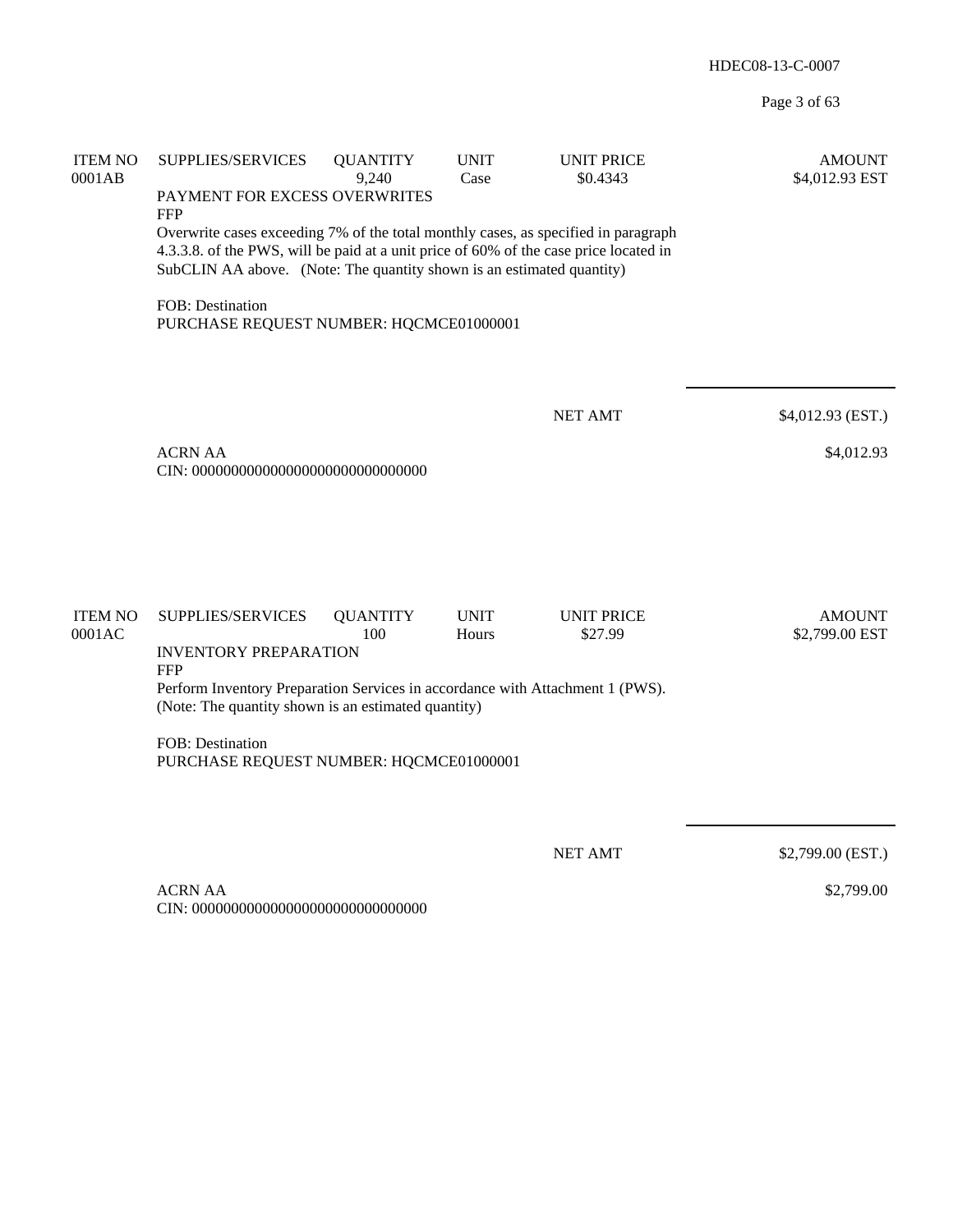| ITEM NO | SUPPLIES/SERVICES | QUANTITY | UNIT | UNIT PRICE | AMOUNT |
|---|---|---|---|---|---|
| 0001AB | | 9,240 | Case | $0.4343 | $4,012.93 EST |

PAYMENT FOR EXCESS OVERWRITES
FFP
Overwrite cases exceeding 7% of the total monthly cases, as specified in paragraph 4.3.3.8. of the PWS, will be paid at a unit price of 60% of the case price located in SubCLIN AA above. (Note: The quantity shown is an estimated quantity)

FOB: Destination
PURCHASE REQUEST NUMBER: HQCMCE01000001

NET AMT $4,012.93 (EST.)

ACRN AA $4,012.93
CIN: 000000000000000000000000000000

| ITEM NO | SUPPLIES/SERVICES | QUANTITY | UNIT | UNIT PRICE | AMOUNT |
|---|---|---|---|---|---|
| 0001AC | | 100 | Hours | $27.99 | $2,799.00 EST |

INVENTORY PREPARATION
FFP
Perform Inventory Preparation Services in accordance with Attachment 1 (PWS). (Note: The quantity shown is an estimated quantity)

FOB: Destination
PURCHASE REQUEST NUMBER: HQCMCE01000001

NET AMT $2,799.00 (EST.)

ACRN AA $2,799.00
CIN: 000000000000000000000000000000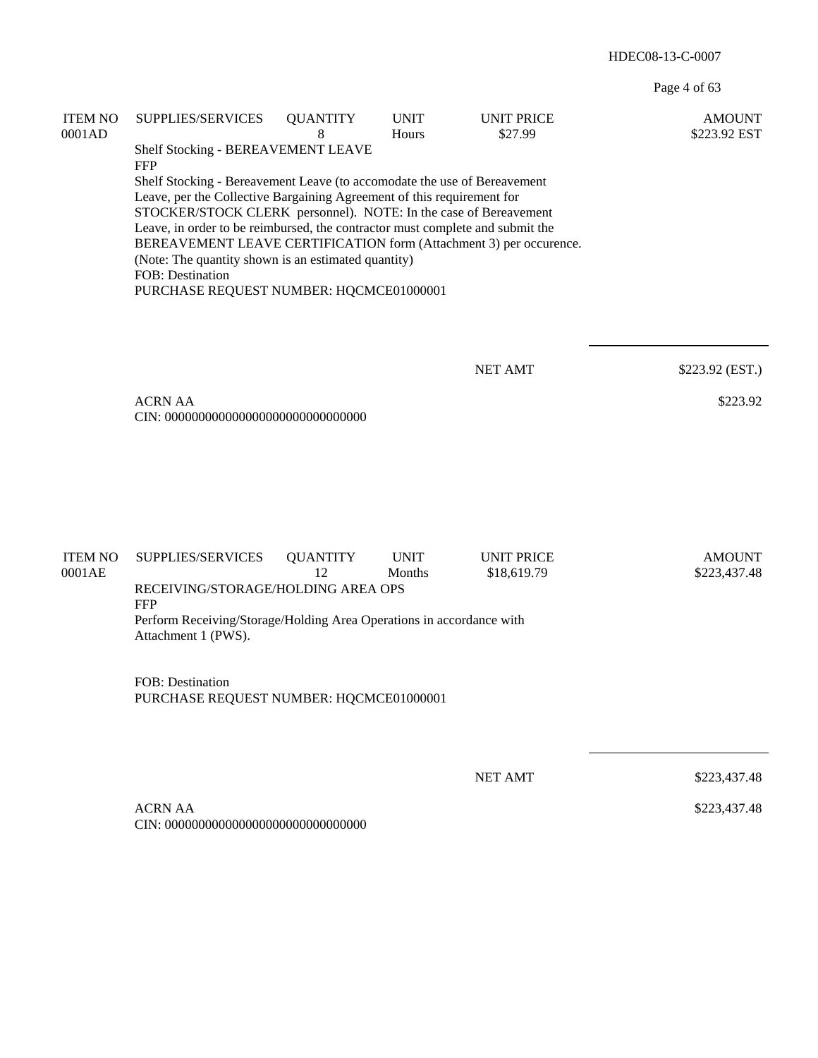| ITEM NO | SUPPLIES/SERVICES | QUANTITY | UNIT | UNIT PRICE | AMOUNT |
|---|---|---|---|---|---|
| 0001AD | | 8 | Hours | $27.99 | $223.92 EST |

Shelf Stocking - BEREAVEMENT LEAVE
FFP
Shelf Stocking - Bereavement Leave (to accomodate the use of Bereavement Leave, per the Collective Bargaining Agreement of this requirement for STOCKER/STOCK CLERK personnel). NOTE: In the case of Bereavement Leave, in order to be reimbursed, the contractor must complete and submit the BEREAVEMENT LEAVE CERTIFICATION form (Attachment 3) per occurence.
(Note: The quantity shown is an estimated quantity)
FOB: Destination
PURCHASE REQUEST NUMBER: HQCMCE01000001

NET AMT $223.92 (EST.)

ACRN AA $223.92
CIN: 000000000000000000000000000000

| ITEM NO | SUPPLIES/SERVICES | QUANTITY | UNIT | UNIT PRICE | AMOUNT |
|---|---|---|---|---|---|
| 0001AE | | 12 | Months | $18,619.79 | $223,437.48 |

RECEIVING/STORAGE/HOLDING AREA OPS
FFP
Perform Receiving/Storage/Holding Area Operations in accordance with Attachment 1 (PWS).

FOB: Destination
PURCHASE REQUEST NUMBER: HQCMCE01000001

NET AMT $223,437.48

ACRN AA $223,437.48
CIN: 000000000000000000000000000000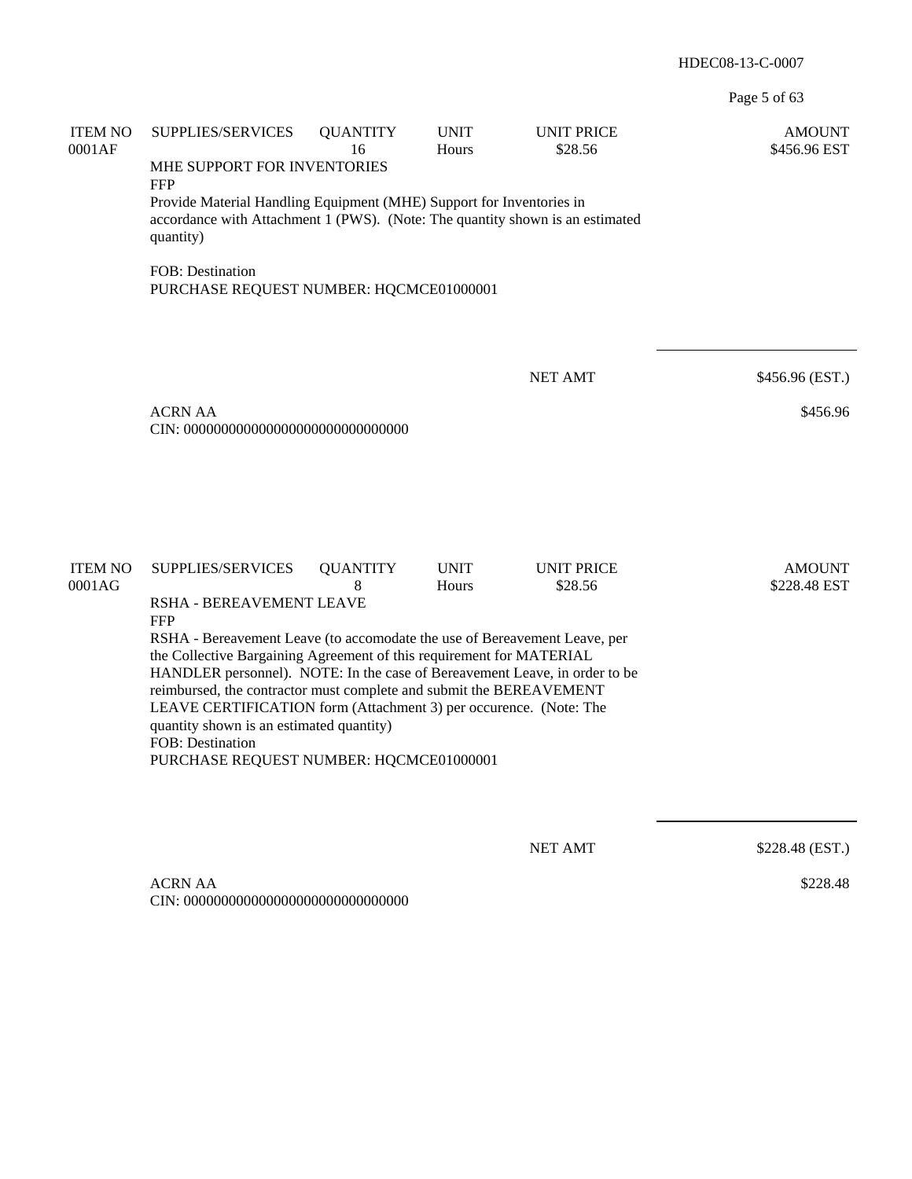| ITEM NO | SUPPLIES/SERVICES | QUANTITY | UNIT | UNIT PRICE | AMOUNT |
|---|---|---|---|---|---|
| 0001AF | | 16 | Hours | $28.56 | $456.96 EST |

MHE SUPPORT FOR INVENTORIES
FFP
Provide Material Handling Equipment (MHE) Support for Inventories in accordance with Attachment 1 (PWS). (Note: The quantity shown is an estimated quantity)

FOB: Destination
PURCHASE REQUEST NUMBER: HQCMCE01000001

NET AMT $456.96 (EST.)

ACRN AA $456.96
CIN: 000000000000000000000000000000

| ITEM NO | SUPPLIES/SERVICES | QUANTITY | UNIT | UNIT PRICE | AMOUNT |
|---|---|---|---|---|---|
| 0001AG | | 8 | Hours | $28.56 | $228.48 EST |

RSHA - BEREAVEMENT LEAVE
FFP
RSHA - Bereavement Leave (to accomodate the use of Bereavement Leave, per the Collective Bargaining Agreement of this requirement for MATERIAL HANDLER personnel). NOTE: In the case of Bereavement Leave, in order to be reimbursed, the contractor must complete and submit the BEREAVEMENT LEAVE CERTIFICATION form (Attachment 3) per occurence. (Note: The quantity shown is an estimated quantity)
FOB: Destination
PURCHASE REQUEST NUMBER: HQCMCE01000001

NET AMT $228.48 (EST.)

ACRN AA $228.48
CIN: 000000000000000000000000000000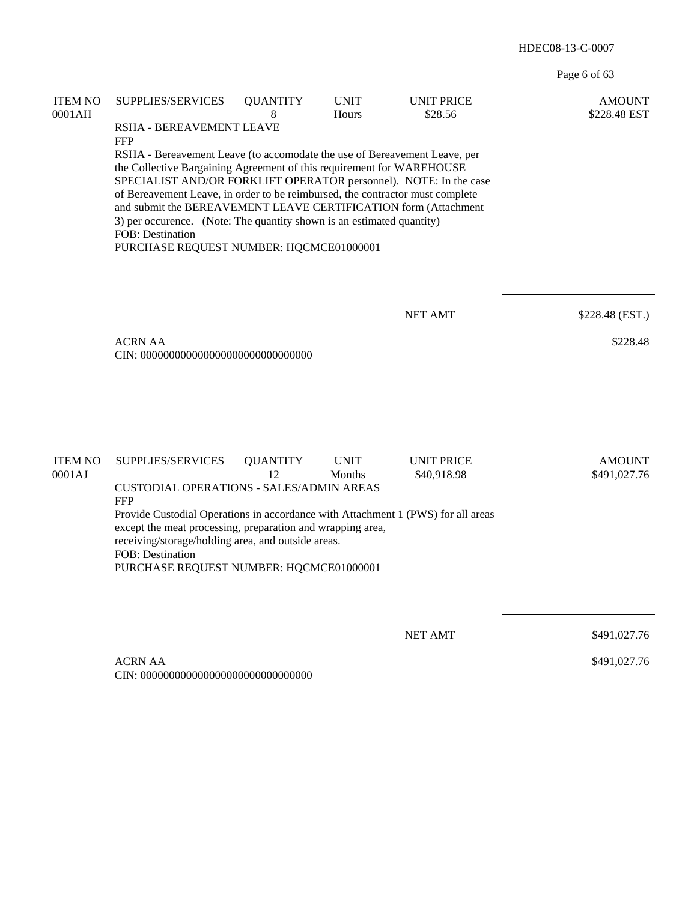| ITEM NO | SUPPLIES/SERVICES | QUANTITY | UNIT | UNIT PRICE | AMOUNT |
|---|---|---|---|---|---|
| 0001AH | | 8 | Hours | $28.56 | $228.48 EST |

RSHA - BEREAVEMENT LEAVE
FFP
RSHA - Bereavement Leave (to accomodate the use of Bereavement Leave, per the Collective Bargaining Agreement of this requirement for WAREHOUSE SPECIALIST AND/OR FORKLIFT OPERATOR personnel). NOTE: In the case of Bereavement Leave, in order to be reimbursed, the contractor must complete and submit the BEREAVEMENT LEAVE CERTIFICATION form (Attachment 3) per occurence. (Note: The quantity shown is an estimated quantity)
FOB: Destination
PURCHASE REQUEST NUMBER: HQCMCE01000001

NET AMT $228.48 (EST.)

ACRN AA $228.48
CIN: 000000000000000000000000000000

| ITEM NO | SUPPLIES/SERVICES | QUANTITY | UNIT | UNIT PRICE | AMOUNT |
|---|---|---|---|---|---|
| 0001AJ | | 12 | Months | $40,918.98 | $491,027.76 |

CUSTODIAL OPERATIONS - SALES/ADMIN AREAS
FFP
Provide Custodial Operations in accordance with Attachment 1 (PWS) for all areas except the meat processing, preparation and wrapping area, receiving/storage/holding area, and outside areas.
FOB: Destination
PURCHASE REQUEST NUMBER: HQCMCE01000001

NET AMT $491,027.76

ACRN AA $491,027.76
CIN: 000000000000000000000000000000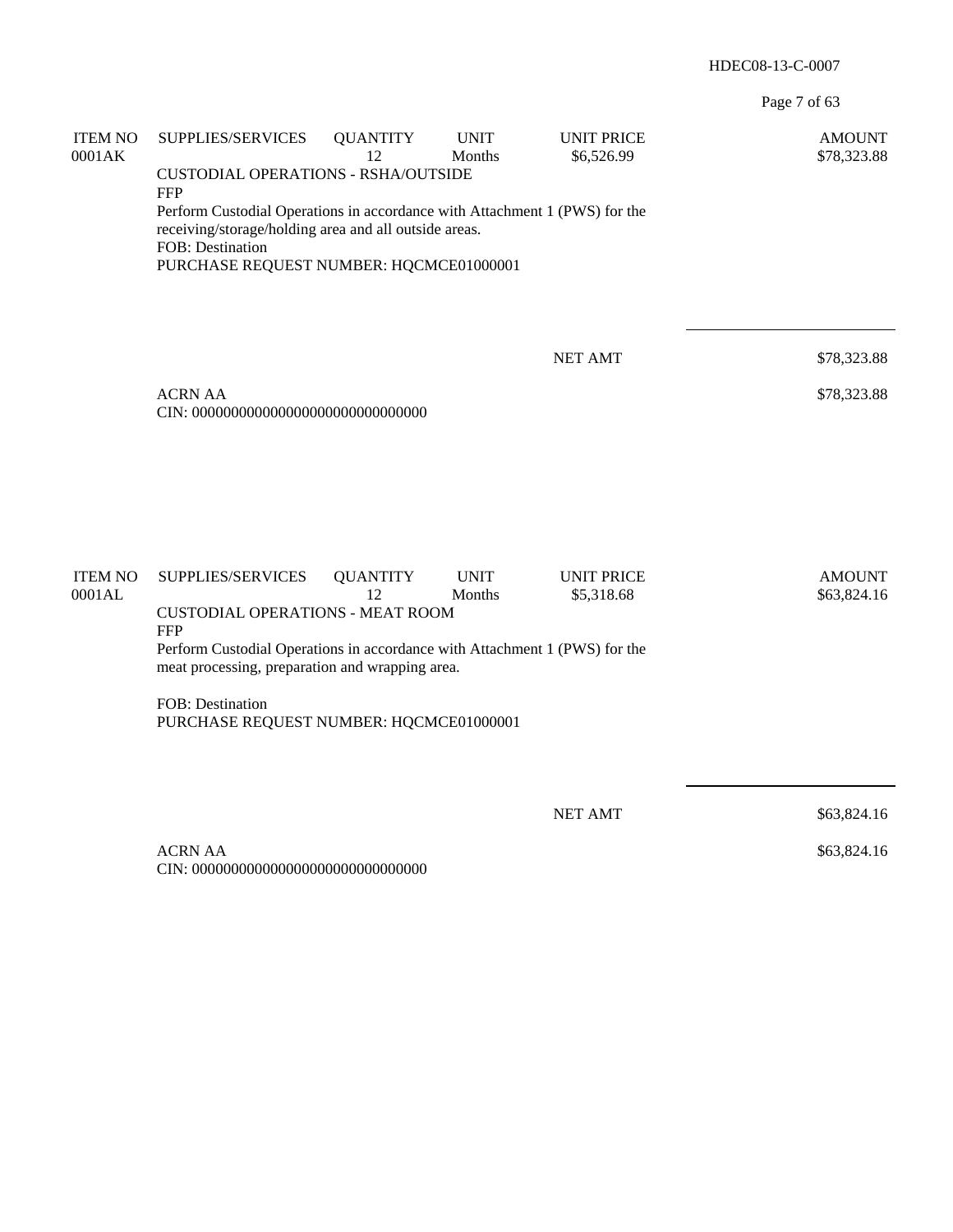| ITEM NO | SUPPLIES/SERVICES | QUANTITY | UNIT | UNIT PRICE | AMOUNT |
|---|---|---|---|---|---|
| 0001AK | | 12 | Months | $6,526.99 | $78,323.88 |

CUSTODIAL OPERATIONS - RSHA/OUTSIDE
FFP
Perform Custodial Operations in accordance with Attachment 1 (PWS) for the receiving/storage/holding area and all outside areas.
FOB: Destination
PURCHASE REQUEST NUMBER: HQCMCE01000001

NET AMT $78,323.88

ACRN AA $78,323.88
CIN: 000000000000000000000000000000

| ITEM NO | SUPPLIES/SERVICES | QUANTITY | UNIT | UNIT PRICE | AMOUNT |
|---|---|---|---|---|---|
| 0001AL | | 12 | Months | $5,318.68 | $63,824.16 |

CUSTODIAL OPERATIONS - MEAT ROOM
FFP
Perform Custodial Operations in accordance with Attachment 1 (PWS) for the meat processing, preparation and wrapping area.

FOB: Destination
PURCHASE REQUEST NUMBER: HQCMCE01000001

NET AMT $63,824.16

ACRN AA $63,824.16
CIN: 000000000000000000000000000000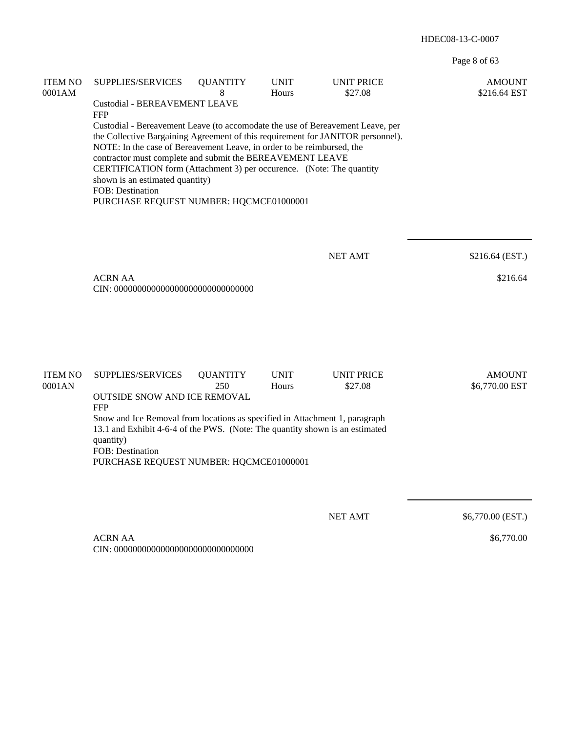| ITEM NO | SUPPLIES/SERVICES | QUANTITY | UNIT | UNIT PRICE | AMOUNT |
|---|---|---|---|---|---|
| 0001AM | | 8 | Hours | $27.08 | $216.64 EST |

Custodial - BEREAVEMENT LEAVE
FFP
Custodial - Bereavement Leave (to accomodate the use of Bereavement Leave, per the Collective Bargaining Agreement of this requirement for JANITOR personnel). NOTE: In the case of Bereavement Leave, in order to be reimbursed, the contractor must complete and submit the BEREAVEMENT LEAVE CERTIFICATION form (Attachment 3) per occurence. (Note: The quantity shown is an estimated quantity)
FOB: Destination
PURCHASE REQUEST NUMBER: HQCMCE01000001

NET AMT $216.64 (EST.)

ACRN AA $216.64
CIN: 000000000000000000000000000000

| ITEM NO | SUPPLIES/SERVICES | QUANTITY | UNIT | UNIT PRICE | AMOUNT |
|---|---|---|---|---|---|
| 0001AN | | 250 | Hours | $27.08 | $6,770.00 EST |

OUTSIDE SNOW AND ICE REMOVAL
FFP
Snow and Ice Removal from locations as specified in Attachment 1, paragraph 13.1 and Exhibit 4-6-4 of the PWS. (Note: The quantity shown is an estimated quantity)
FOB: Destination
PURCHASE REQUEST NUMBER: HQCMCE01000001

NET AMT $6,770.00 (EST.)

ACRN AA $6,770.00
CIN: 000000000000000000000000000000